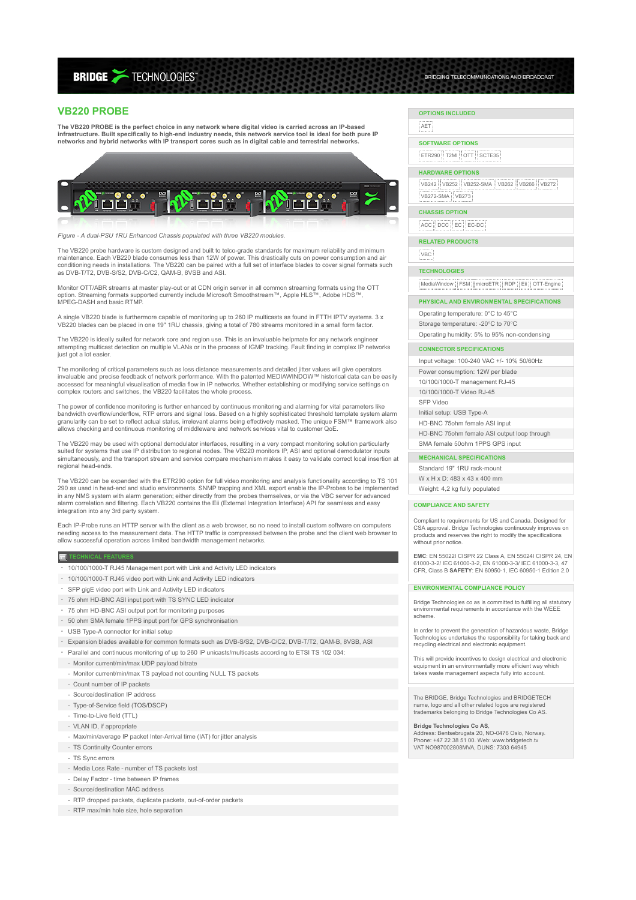# VB220 PROBE

**The VB220 PROBE is the perfect choice in any network where digital video is carried across an IP-based infrastructure. Built specifically to high-end industry needs, this network service tool is ideal for both pure IP networks and hybrid networks with IP transport cores such as in digital cable and terrestrial networks.**

*Figure - A dual-PSU 1RU Enhanced Chassis populated with three VB220 modules.*

The VB220 probe hardware is custom designed and built to telco-grade standards for maximum reliability and minimum maintenance. Each VB220 blade consumes less than 12W of power. This drastically cuts on power consumption and air conditioning needs in installations. The VB220 can be paired with a full set of interface blades to cover signal formats such as DVB-T/T2, DVB-S/S2, DVB-C/C2, QAM-B, 8VSB and ASI.

Monitor OTT/ABR streams at master play-out or at CDN origin server in all common streaming formats using the OTT option. Streaming formats supported currently include Microsoft Smoothstream™, Apple HLS™, Adobe HDS™, MPEG-DASH and basic RTMP.

A single VB220 blade is furthermore capable of monitoring up to 260 IP multicasts as found in FTTH IPTV systems. 3 x VB220 blades can be placed in one 19" 1RU chassis, giving a total of 780 streams monitored in a small form factor.

The VB220 is ideally suited for network core and region use. This is an invaluable helpmate for any network engineer attempting multicast detection on multiple VLANs or in the process of IGMP tracking. Fault finding in complex IP networks just got a lot easier.

The monitoring of critical parameters such as loss distance measurements and detailed jitter values will give operators invaluable and precise feedback of network performance. With the patented MEDIAWINDOW™ historical data can be easily accessed for meaningful visualisation of media flow in IP networks. Whether establishing or modifying service settings on complex routers and switches, the VB220 facilitates the whole process.

The power of confidence monitoring is further enhanced by continuous monitoring and alarming for vital parameters like bandwidth overflow/underflow, RTP errors and signal loss. Based on a highly sophisticated threshold template system alarm granularity can be set to reflect actual status, irrelevant alarms being effectively masked. The unique FSM™ framework also allows checking and continuous monitoring of middleware and network services vital to customer QoE.

The VB220 may be used with optional demodulator interfaces, resulting in a very compact monitoring solution particularly suited for systems that use IP distribution to regional nodes. The VB220 monitors IP, ASI and optional demodulator inputs simultaneously, and the transport stream and service compare mechanism makes it easy to validate correct local insertion at regional head-ends.

The VB220 can be expanded with the ETR290 option for full video monitoring and analysis functionality according to TS 101 290 as used in head-end and studio environments. SNMP trapping and XML export enable the IP-Probes to be implemented in any NMS system with alarm generation; either directly from the probes themselves, or via the VBC server for advanced alarm correlation and filtering. Each VB220 contains the Eii (External Integration Interface) API for seamless and easy integration into any 3rd party system.

Each IP-Probe runs an HTTP server with the client as a web browser, so no need to install custom software on computers needing access to the measurement data. The HTTP traffic is compressed between the probe and the client web browser to allow successful operation across limited bandwidth management networks.

## TECHNICAL FEATURES

- 10/100/1000-T RJ45 Management port with Link and Activity LED indicators
- 10/100/1000-T RJ45 video port with Link and Activity LED indicators
- SFP gigE video port with Link and Activity LED indicators
- 75 ohm HD-BNC ASI input port with TS SYNC LED indicator
- 75 ohm HD-BNC ASI output port for monitoring purposes
- 50 ohm SMA female 1PPS input port for GPS synchronisation
- USB Type-A connector for initial setup
- Expansion blades available for common formats such as DVB-S/S2, DVB-C/C2, DVB-T/T2, QAM-B, 8VSB, ASI
- Parallel and continuous monitoring of up to 260 IP unicasts/multicasts according to ETSI TS 102 034:
  - Monitor current/min/max UDP payload bitrate
  - Monitor current/min/max TS payload not counting NULL TS packets
  - Count number of IP packets
  - Source/destination IP address
  - Type-of-Service field (TOS/DSCP)
  - Time-to-Live field (TTL)
  - VLAN ID, if appropriate
  - Max/min/average IP packet Inter-Arrival time (IAT) for jitter analysis
  - TS Continuity Counter errors
  - TS Sync errors
  - Media Loss Rate - number of TS packets lost
  - Delay Factor - time between IP frames
  - Source/destination MAC address
  - RTP dropped packets, duplicate packets, out-of-order packets
  - RTP max/min hole size, hole separation

## OPTIONS INCLUDED

AET

## SOFTWARE OPTIONS

ETR290 | T2MI | OTT | SCTE35

## HARDWARE OPTIONS

VB242 | VB252 | VB252-SMA | VB262 | VB266 | VB272 | VB272-SMA | VB273

## CHASSIS OPTION

ACC | DCC | EC | EC-DC

## RELATED PRODUCTS

VBC

## TECHNOLOGIES

MediaWindow | FSM | microETR | RDP | Eii | OTT-Engine

## PHYSICAL AND ENVIRONMENTAL SPECIFICATIONS

- Operating temperature: 0°C to 45°C
- Storage temperature: -20°C to 70°C
- Operating humidity: 5% to 95% non-condensing

## CONNECTOR SPECIFICATIONS

- Input voltage: 100-240 VAC +/- 10% 50/60Hz
- Power consumption: 12W per blade
- 10/100/1000-T management RJ-45
- 10/100/1000-T Video RJ-45
- SFP Video
- Initial setup: USB Type-A
- HD-BNC 75ohm female ASI input
- HD-BNC 75ohm female ASI output loop through
- SMA female 50ohm 1PPS GPS input

## MECHANICAL SPECIFICATIONS

- Standard 19" 1RU rack-mount
- W x H x D: 483 x 43 x 400 mm
- Weight: 4,2 kg fully populated

## COMPLIANCE AND SAFETY

Compliant to requirements for US and Canada. Designed for CSA approval. Bridge Technologies continuously improves on products and reserves the right to modify the specifications without prior notice.

**EMC**: EN 55022I CISPR 22 Class A, EN 55024I CISPR 24, EN 61000-3-2/ IEC 61000-3-2, EN 61000-3-3/ IEC 61000-3-3, 47 CFR, Class B **SAFETY**: EN 60950-1, IEC 60950-1 Edition 2.0

## ENVIRONMENTAL COMPLIANCE POLICY

Bridge Technologies co as is committed to fulfilling all statutory environmental requirements in accordance with the WEEE scheme.

In order to prevent the generation of hazardous waste, Bridge Technologies undertakes the responsibility for taking back and recycling electrical and electronic equipment.

This will provide incentives to design electrical and electronic equipment in an environmentally more efficient way which takes waste management aspects fully into account.

The BRIDGE, Bridge Technologies and BRIDGETECH name, logo and all other related logos are registered trademarks belonging to Bridge Technologies Co AS.

**Bridge Technologies Co AS**,
Address: Bentsebrugata 20, NO-0476 Oslo, Norway.
Phone: +47 22 38 51 00. Web: www.bridgetech.tv
VAT NO987002808MVA, DUNS: 7303 64945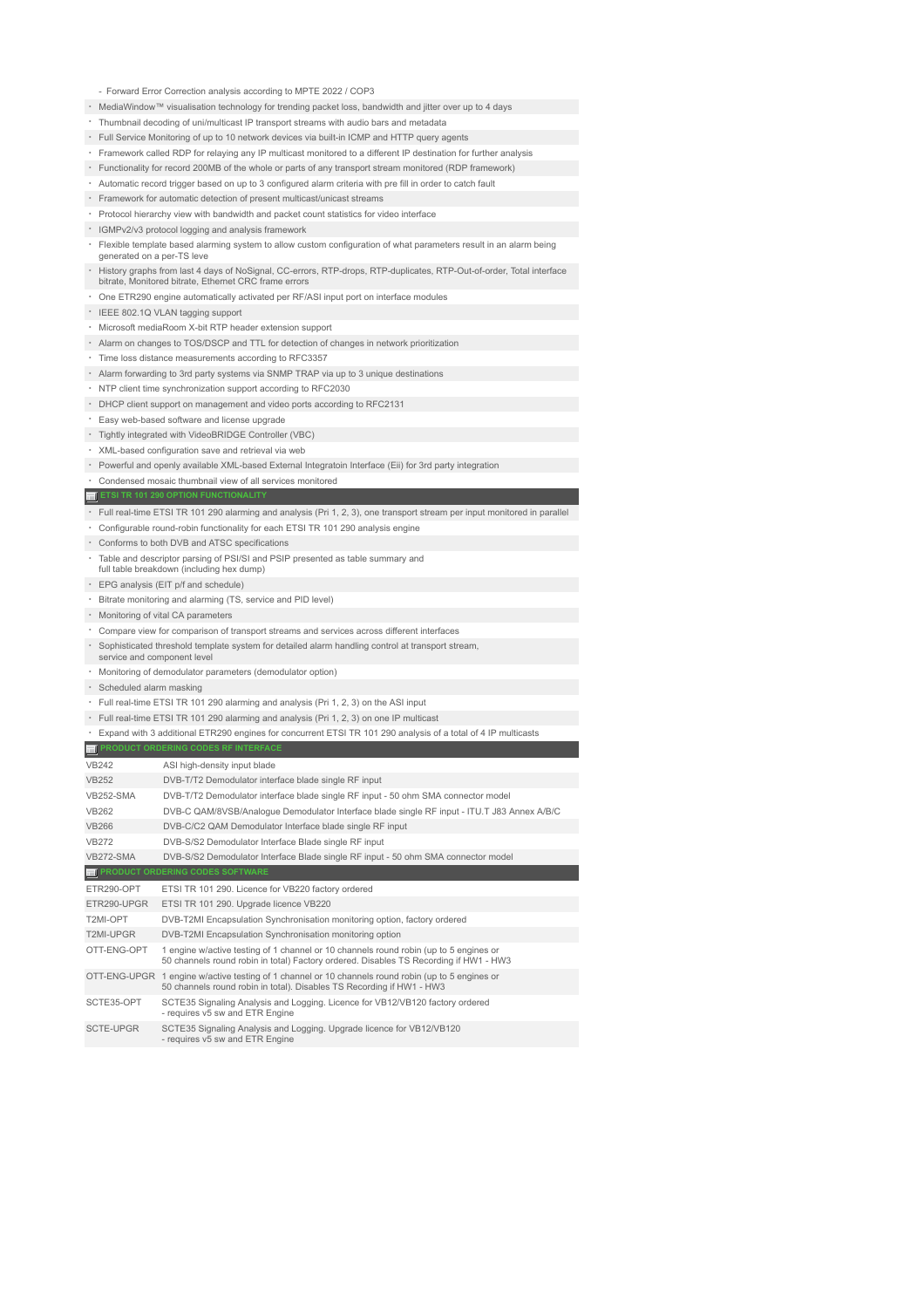- Forward Error Correction analysis according to MPTE 2022 / COP3

- MediaWindow™ visualisation technology for trending packet loss, bandwidth and jitter over up to 4 days
- Thumbnail decoding of uni/multicast IP transport streams with audio bars and metadata
- Full Service Monitoring of up to 10 network devices via built-in ICMP and HTTP query agents
- Framework called RDP for relaying any IP multicast monitored to a different IP destination for further analysis
- Functionality for record 200MB of the whole or parts of any transport stream monitored (RDP framework)
- Automatic record trigger based on up to 3 configured alarm criteria with pre fill in order to catch fault
- Framework for automatic detection of present multicast/unicast streams
- Protocol hierarchy view with bandwidth and packet count statistics for video interface
- IGMPv2/v3 protocol logging and analysis framework
- Flexible template based alarming system to allow custom configuration of what parameters result in an alarm being generated on a per-TS leve
- History graphs from last 4 days of NoSignal, CC-errors, RTP-drops, RTP-duplicates, RTP-Out-of-order, Total interface bitrate, Monitored bitrate, Ethernet CRC frame errors
- One ETR290 engine automatically activated per RF/ASI input port on interface modules
- IEEE 802.1Q VLAN tagging support
- Microsoft mediaRoom X-bit RTP header extension support
- Alarm on changes to TOS/DSCP and TTL for detection of changes in network prioritization
- Time loss distance measurements according to RFC3357
- Alarm forwarding to 3rd party systems via SNMP TRAP via up to 3 unique destinations
- NTP client time synchronization support according to RFC2030
- DHCP client support on management and video ports according to RFC2131
- Easy web-based software and license upgrade
- Tightly integrated with VideoBRIDGE Controller (VBC)
- XML-based configuration save and retrieval via web
- Powerful and openly available XML-based External Integratoin Interface (Eii) for 3rd party integration
- Condensed mosaic thumbnail view of all services monitored

## ETSI TR 101 290 OPTION FUNCTIONALITY

- Full real-time ETSI TR 101 290 alarming and analysis (Pri 1, 2, 3), one transport stream per input monitored in parallel
- Configurable round-robin functionality for each ETSI TR 101 290 analysis engine
- Conforms to both DVB and ATSC specifications
- Table and descriptor parsing of PSI/SI and PSIP presented as table summary and full table breakdown (including hex dump)
- EPG analysis (EIT p/f and schedule)
- Bitrate monitoring and alarming (TS, service and PID level)
- Monitoring of vital CA parameters
- Compare view for comparison of transport streams and services across different interfaces
- Sophisticated threshold template system for detailed alarm handling control at transport stream, service and component level
- Monitoring of demodulator parameters (demodulator option)
- Scheduled alarm masking
- Full real-time ETSI TR 101 290 alarming and analysis (Pri 1, 2, 3) on the ASI input
- Full real-time ETSI TR 101 290 alarming and analysis (Pri 1, 2, 3) on one IP multicast
- Expand with 3 additional ETR290 engines for concurrent ETSI TR 101 290 analysis of a total of 4 IP multicasts

## PRODUCT ORDERING CODES RF INTERFACE

| | |
|---|---|
| VB242 | ASI high-density input blade |
| VB252 | DVB-T/T2 Demodulator interface blade single RF input |
| VB252-SMA | DVB-T/T2 Demodulator interface blade single RF input - 50 ohm SMA connector model |
| VB262 | DVB-C QAM/8VSB/Analogue Demodulator Interface blade single RF input - ITU.T J83 Annex A/B/C |
| VB266 | DVB-C/C2 QAM Demodulator Interface blade single RF input |
| VB272 | DVB-S/S2 Demodulator Interface Blade single RF input |
| VB272-SMA | DVB-S/S2 Demodulator Interface Blade single RF input - 50 ohm SMA connector model |

## PRODUCT ORDERING CODES SOFTWARE

| | |
|---|---|
| ETR290-OPT | ETSI TR 101 290. Licence for VB220 factory ordered |
| ETR290-UPGR | ETSI TR 101 290. Upgrade licence VB220 |
| T2MI-OPT | DVB-T2MI Encapsulation Synchronisation monitoring option, factory ordered |
| T2MI-UPGR | DVB-T2MI Encapsulation Synchronisation monitoring option |
| OTT-ENG-OPT | 1 engine w/active testing of 1 channel or 10 channels round robin (up to 5 engines or 50 channels round robin in total) Factory ordered. Disables TS Recording if HW1 - HW3 |
| OTT-ENG-UPGR | 1 engine w/active testing of 1 channel or 10 channels round robin (up to 5 engines or 50 channels round robin in total). Disables TS Recording if HW1 - HW3 |
| SCTE35-OPT | SCTE35 Signaling Analysis and Logging. Licence for VB12/VB120 factory ordered - requires v5 sw and ETR Engine |
| SCTE-UPGR | SCTE35 Signaling Analysis and Logging. Upgrade licence for VB12/VB120 - requires v5 sw and ETR Engine |